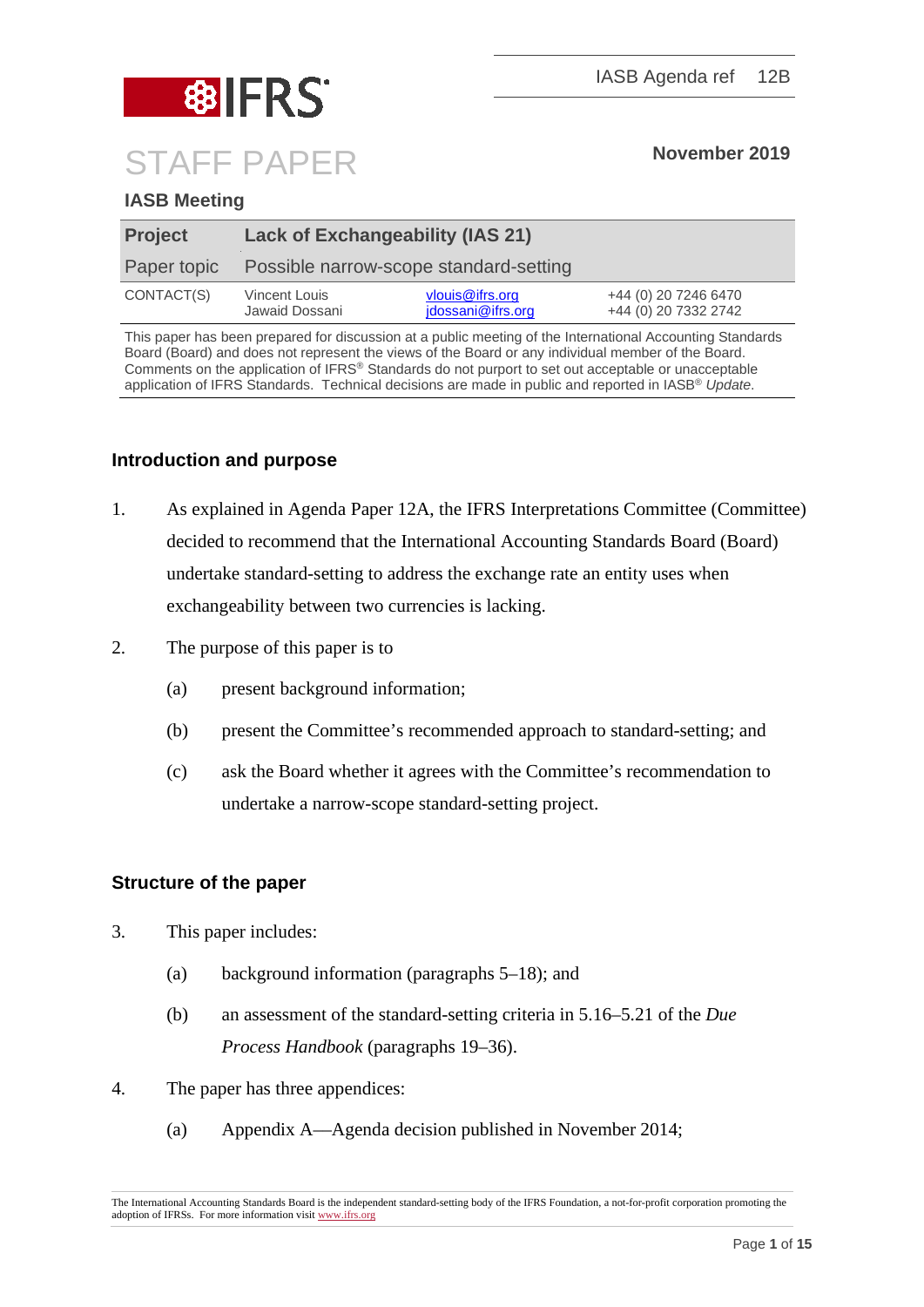IASB Agenda ref 12B

# STAFF PAPER

**November 2019**

**IASB Meeting**

| **Project** | **Lack of Exchangeability (IAS 21)** | | |
|---|---|---|---|
| Paper topic | Possible narrow-scope standard-setting | | |
| CONTACT(S) | Vincent Louis | vlouis@ifrs.org | +44 (0) 20 7246 6470 |
| | Jawaid Dossani | jdossani@ifrs.org | +44 (0) 20 7332 2742 |

This paper has been prepared for discussion at a public meeting of the International Accounting Standards Board (Board) and does not represent the views of the Board or any individual member of the Board. Comments on the application of IFRS® Standards do not purport to set out acceptable or unacceptable application of IFRS Standards. Technical decisions are made in public and reported in IASB® *Update*.

## Introduction and purpose

1. As explained in Agenda Paper 12A, the IFRS Interpretations Committee (Committee) decided to recommend that the International Accounting Standards Board (Board) undertake standard-setting to address the exchange rate an entity uses when exchangeability between two currencies is lacking.

2. The purpose of this paper is to
   (a) present background information;
   (b) present the Committee's recommended approach to standard-setting; and
   (c) ask the Board whether it agrees with the Committee's recommendation to undertake a narrow-scope standard-setting project.

## Structure of the paper

3. This paper includes:
   (a) background information (paragraphs 5–18); and
   (b) an assessment of the standard-setting criteria in 5.16–5.21 of the *Due Process Handbook* (paragraphs 19–36).

4. The paper has three appendices:
   (a) Appendix A—Agenda decision published in November 2014;

The International Accounting Standards Board is the independent standard-setting body of the IFRS Foundation, a not-for-profit corporation promoting the adoption of IFRSs. For more information visit www.ifrs.org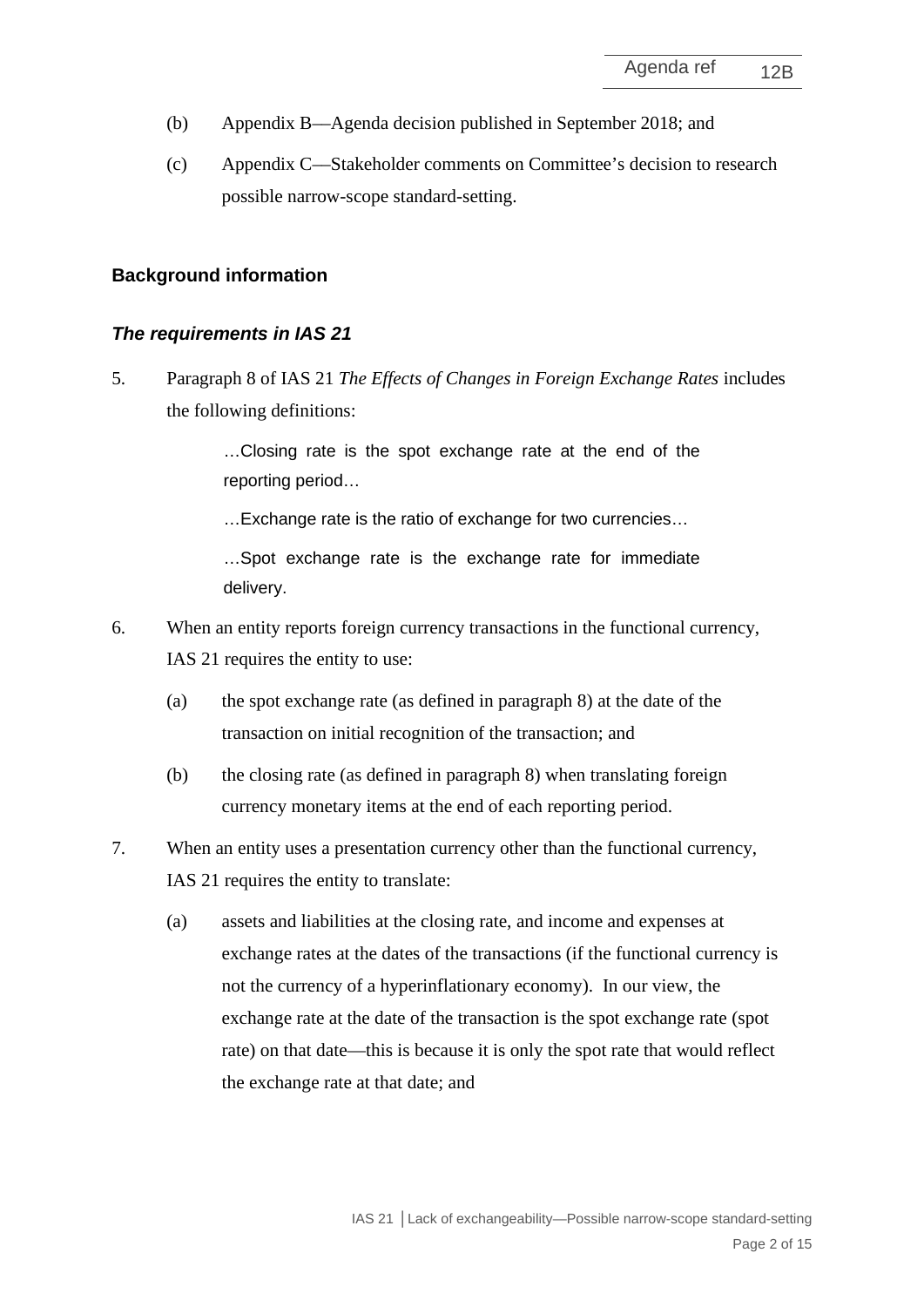(b) Appendix B—Agenda decision published in September 2018; and

(c) Appendix C—Stakeholder comments on Committee's decision to research possible narrow-scope standard-setting.

## Background information

### *The requirements in IAS 21*

5. Paragraph 8 of IAS 21 *The Effects of Changes in Foreign Exchange Rates* includes the following definitions:

> …Closing rate is the spot exchange rate at the end of the reporting period…
>
> …Exchange rate is the ratio of exchange for two currencies…
>
> …Spot exchange rate is the exchange rate for immediate delivery.

6. When an entity reports foreign currency transactions in the functional currency, IAS 21 requires the entity to use:

   (a) the spot exchange rate (as defined in paragraph 8) at the date of the transaction on initial recognition of the transaction; and

   (b) the closing rate (as defined in paragraph 8) when translating foreign currency monetary items at the end of each reporting period.

7. When an entity uses a presentation currency other than the functional currency, IAS 21 requires the entity to translate:

   (a) assets and liabilities at the closing rate, and income and expenses at exchange rates at the dates of the transactions (if the functional currency is not the currency of a hyperinflationary economy). In our view, the exchange rate at the date of the transaction is the spot exchange rate (spot rate) on that date—this is because it is only the spot rate that would reflect the exchange rate at that date; and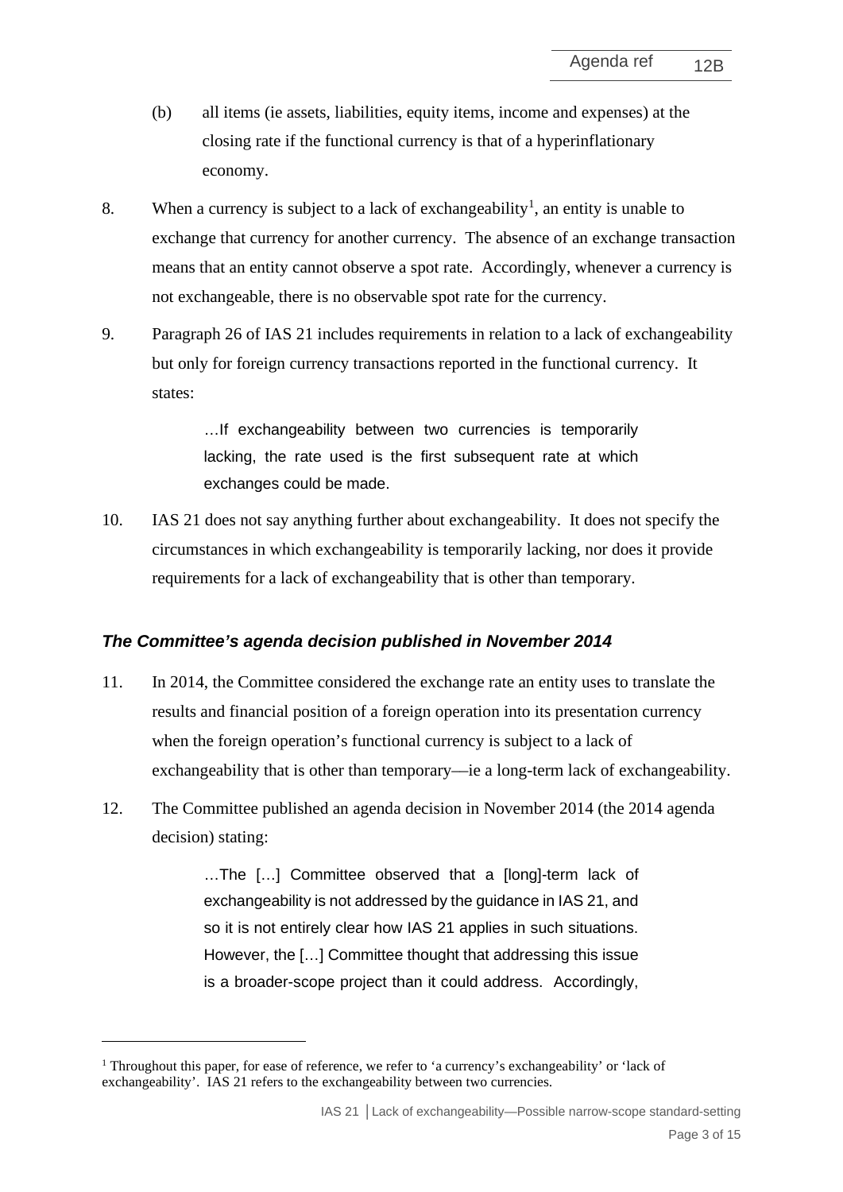(b) all items (ie assets, liabilities, equity items, income and expenses) at the closing rate if the functional currency is that of a hyperinflationary economy.

8. When a currency is subject to a lack of exchangeability[1], an entity is unable to exchange that currency for another currency. The absence of an exchange transaction means that an entity cannot observe a spot rate. Accordingly, whenever a currency is not exchangeable, there is no observable spot rate for the currency.

9. Paragraph 26 of IAS 21 includes requirements in relation to a lack of exchangeability but only for foreign currency transactions reported in the functional currency. It states:

> …If exchangeability between two currencies is temporarily lacking, the rate used is the first subsequent rate at which exchanges could be made.

10. IAS 21 does not say anything further about exchangeability. It does not specify the circumstances in which exchangeability is temporarily lacking, nor does it provide requirements for a lack of exchangeability that is other than temporary.

### *The Committee's agenda decision published in November 2014*

11. In 2014, the Committee considered the exchange rate an entity uses to translate the results and financial position of a foreign operation into its presentation currency when the foreign operation's functional currency is subject to a lack of exchangeability that is other than temporary—ie a long-term lack of exchangeability.

12. The Committee published an agenda decision in November 2014 (the 2014 agenda decision) stating:

> …The […] Committee observed that a [long]-term lack of exchangeability is not addressed by the guidance in IAS 21, and so it is not entirely clear how IAS 21 applies in such situations. However, the […] Committee thought that addressing this issue is a broader-scope project than it could address. Accordingly,

[1] Throughout this paper, for ease of reference, we refer to 'a currency's exchangeability' or 'lack of exchangeability'. IAS 21 refers to the exchangeability between two currencies.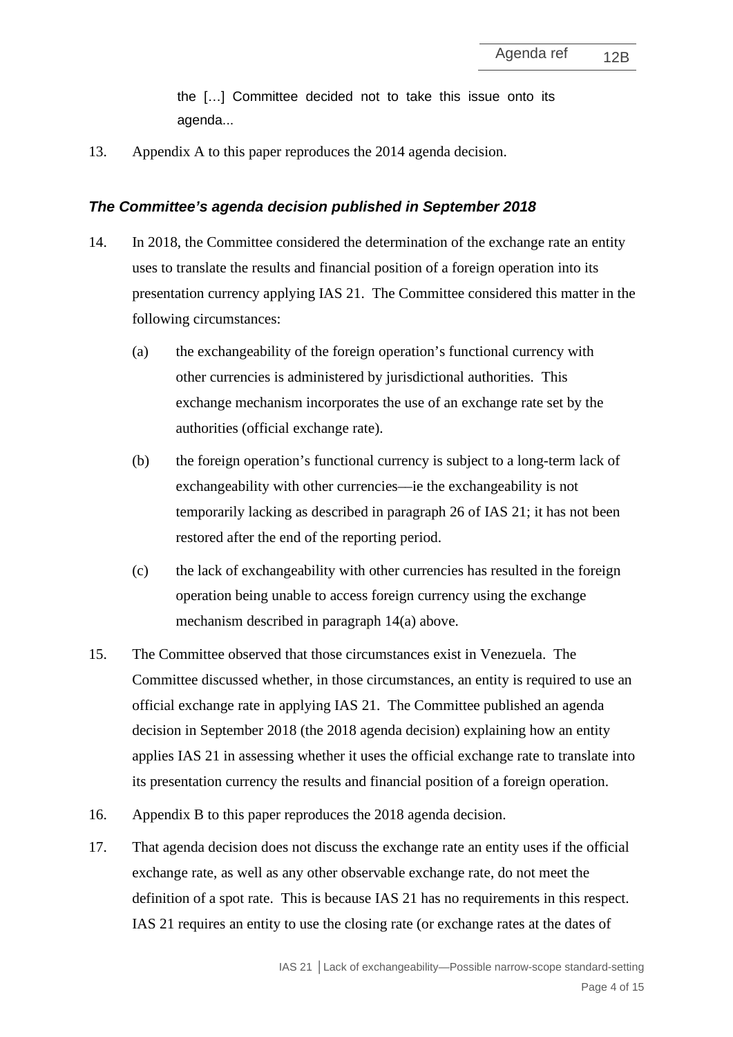> the […] Committee decided not to take this issue onto its agenda...

13. Appendix A to this paper reproduces the 2014 agenda decision.

### *The Committee's agenda decision published in September 2018*

14. In 2018, the Committee considered the determination of the exchange rate an entity uses to translate the results and financial position of a foreign operation into its presentation currency applying IAS 21. The Committee considered this matter in the following circumstances:

    (a) the exchangeability of the foreign operation's functional currency with other currencies is administered by jurisdictional authorities. This exchange mechanism incorporates the use of an exchange rate set by the authorities (official exchange rate).

    (b) the foreign operation's functional currency is subject to a long-term lack of exchangeability with other currencies—ie the exchangeability is not temporarily lacking as described in paragraph 26 of IAS 21; it has not been restored after the end of the reporting period.

    (c) the lack of exchangeability with other currencies has resulted in the foreign operation being unable to access foreign currency using the exchange mechanism described in paragraph 14(a) above.

15. The Committee observed that those circumstances exist in Venezuela. The Committee discussed whether, in those circumstances, an entity is required to use an official exchange rate in applying IAS 21. The Committee published an agenda decision in September 2018 (the 2018 agenda decision) explaining how an entity applies IAS 21 in assessing whether it uses the official exchange rate to translate into its presentation currency the results and financial position of a foreign operation.

16. Appendix B to this paper reproduces the 2018 agenda decision.

17. That agenda decision does not discuss the exchange rate an entity uses if the official exchange rate, as well as any other observable exchange rate, do not meet the definition of a spot rate. This is because IAS 21 has no requirements in this respect. IAS 21 requires an entity to use the closing rate (or exchange rates at the dates of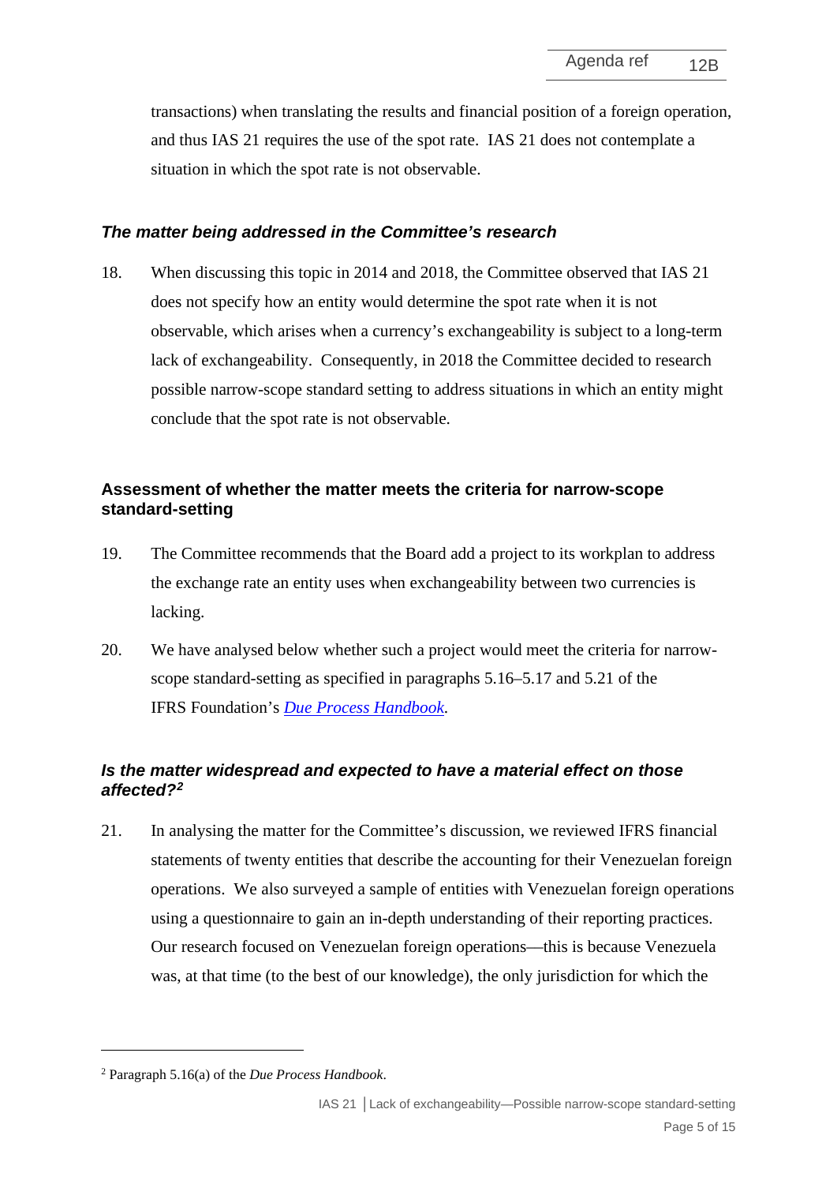transactions) when translating the results and financial position of a foreign operation, and thus IAS 21 requires the use of the spot rate. IAS 21 does not contemplate a situation in which the spot rate is not observable.

### *The matter being addressed in the Committee's research*

18. When discussing this topic in 2014 and 2018, the Committee observed that IAS 21 does not specify how an entity would determine the spot rate when it is not observable, which arises when a currency's exchangeability is subject to a long-term lack of exchangeability. Consequently, in 2018 the Committee decided to research possible narrow-scope standard setting to address situations in which an entity might conclude that the spot rate is not observable.

## Assessment of whether the matter meets the criteria for narrow-scope standard-setting

19. The Committee recommends that the Board add a project to its workplan to address the exchange rate an entity uses when exchangeability between two currencies is lacking.

20. We have analysed below whether such a project would meet the criteria for narrow-scope standard-setting as specified in paragraphs 5.16–5.17 and 5.21 of the IFRS Foundation's *Due Process Handbook*.

### *Is the matter widespread and expected to have a material effect on those affected?*[2]

21. In analysing the matter for the Committee's discussion, we reviewed IFRS financial statements of twenty entities that describe the accounting for their Venezuelan foreign operations. We also surveyed a sample of entities with Venezuelan foreign operations using a questionnaire to gain an in-depth understanding of their reporting practices. Our research focused on Venezuelan foreign operations—this is because Venezuela was, at that time (to the best of our knowledge), the only jurisdiction for which the

[2] Paragraph 5.16(a) of the *Due Process Handbook*.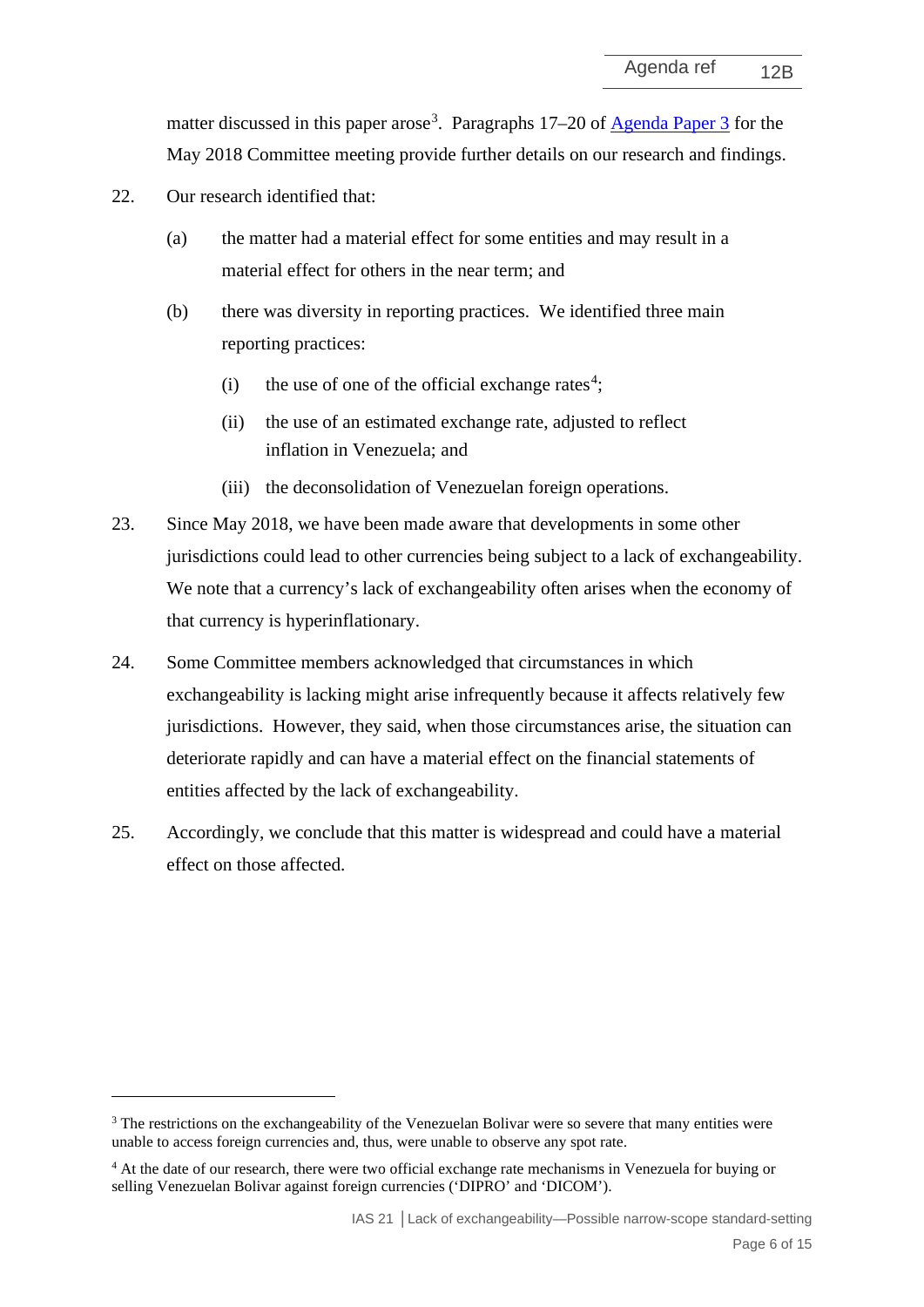matter discussed in this paper arose[3]. Paragraphs 17–20 of [Agenda Paper 3] for the May 2018 Committee meeting provide further details on our research and findings.

22. Our research identified that:

    (a) the matter had a material effect for some entities and may result in a material effect for others in the near term; and

    (b) there was diversity in reporting practices. We identified three main reporting practices:

        (i) the use of one of the official exchange rates[4];

        (ii) the use of an estimated exchange rate, adjusted to reflect inflation in Venezuela; and

        (iii) the deconsolidation of Venezuelan foreign operations.

23. Since May 2018, we have been made aware that developments in some other jurisdictions could lead to other currencies being subject to a lack of exchangeability. We note that a currency's lack of exchangeability often arises when the economy of that currency is hyperinflationary.

24. Some Committee members acknowledged that circumstances in which exchangeability is lacking might arise infrequently because it affects relatively few jurisdictions. However, they said, when those circumstances arise, the situation can deteriorate rapidly and can have a material effect on the financial statements of entities affected by the lack of exchangeability.

25. Accordingly, we conclude that this matter is widespread and could have a material effect on those affected.

---

[3] The restrictions on the exchangeability of the Venezuelan Bolivar were so severe that many entities were unable to access foreign currencies and, thus, were unable to observe any spot rate.

[4] At the date of our research, there were two official exchange rate mechanisms in Venezuela for buying or selling Venezuelan Bolivar against foreign currencies ('DIPRO' and 'DICOM').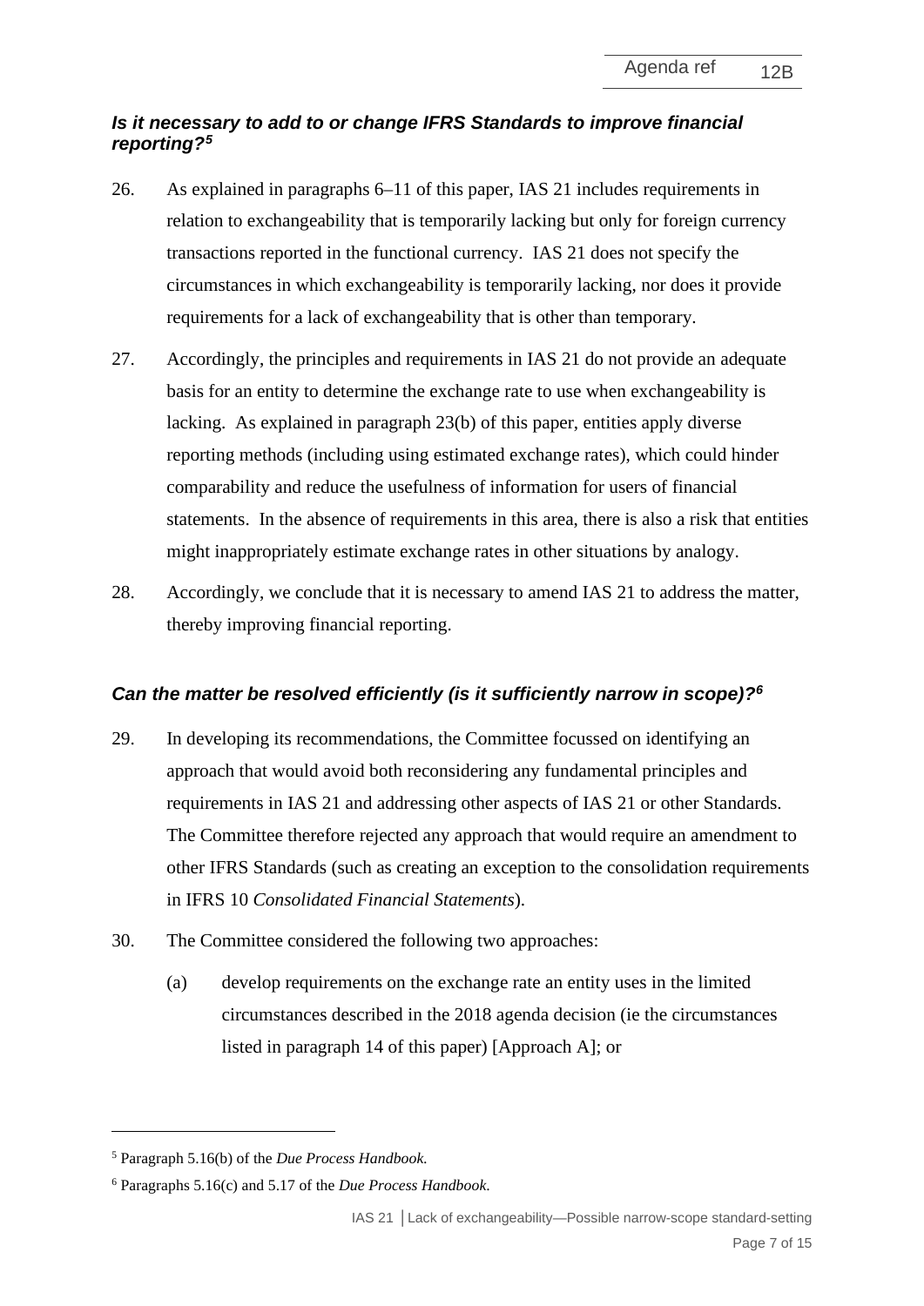### *Is it necessary to add to or change IFRS Standards to improve financial reporting?*[5]

26. As explained in paragraphs 6–11 of this paper, IAS 21 includes requirements in relation to exchangeability that is temporarily lacking but only for foreign currency transactions reported in the functional currency. IAS 21 does not specify the circumstances in which exchangeability is temporarily lacking, nor does it provide requirements for a lack of exchangeability that is other than temporary.

27. Accordingly, the principles and requirements in IAS 21 do not provide an adequate basis for an entity to determine the exchange rate to use when exchangeability is lacking. As explained in paragraph 23(b) of this paper, entities apply diverse reporting methods (including using estimated exchange rates), which could hinder comparability and reduce the usefulness of information for users of financial statements. In the absence of requirements in this area, there is also a risk that entities might inappropriately estimate exchange rates in other situations by analogy.

28. Accordingly, we conclude that it is necessary to amend IAS 21 to address the matter, thereby improving financial reporting.

### *Can the matter be resolved efficiently (is it sufficiently narrow in scope)?*[6]

29. In developing its recommendations, the Committee focussed on identifying an approach that would avoid both reconsidering any fundamental principles and requirements in IAS 21 and addressing other aspects of IAS 21 or other Standards. The Committee therefore rejected any approach that would require an amendment to other IFRS Standards (such as creating an exception to the consolidation requirements in IFRS 10 *Consolidated Financial Statements*).

30. The Committee considered the following two approaches:

    (a) develop requirements on the exchange rate an entity uses in the limited circumstances described in the 2018 agenda decision (ie the circumstances listed in paragraph 14 of this paper) [Approach A]; or

---

[5] Paragraph 5.16(b) of the *Due Process Handbook.*

[6] Paragraphs 5.16(c) and 5.17 of the *Due Process Handbook*.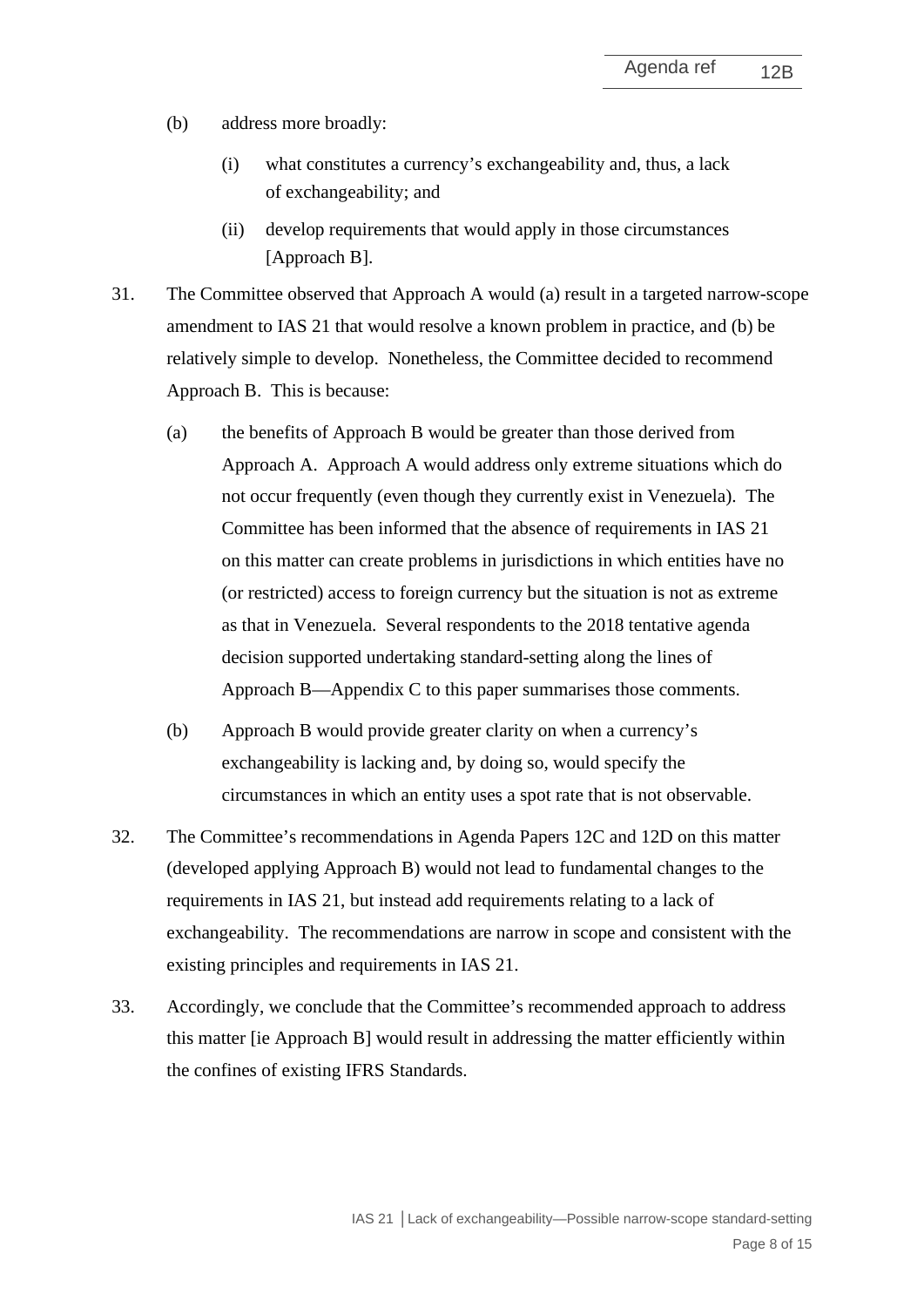(b) address more broadly:

   (i) what constitutes a currency's exchangeability and, thus, a lack of exchangeability; and

   (ii) develop requirements that would apply in those circumstances [Approach B].

31. The Committee observed that Approach A would (a) result in a targeted narrow-scope amendment to IAS 21 that would resolve a known problem in practice, and (b) be relatively simple to develop. Nonetheless, the Committee decided to recommend Approach B. This is because:

   (a) the benefits of Approach B would be greater than those derived from Approach A. Approach A would address only extreme situations which do not occur frequently (even though they currently exist in Venezuela). The Committee has been informed that the absence of requirements in IAS 21 on this matter can create problems in jurisdictions in which entities have no (or restricted) access to foreign currency but the situation is not as extreme as that in Venezuela. Several respondents to the 2018 tentative agenda decision supported undertaking standard-setting along the lines of Approach B—Appendix C to this paper summarises those comments.

   (b) Approach B would provide greater clarity on when a currency's exchangeability is lacking and, by doing so, would specify the circumstances in which an entity uses a spot rate that is not observable.

32. The Committee's recommendations in Agenda Papers 12C and 12D on this matter (developed applying Approach B) would not lead to fundamental changes to the requirements in IAS 21, but instead add requirements relating to a lack of exchangeability. The recommendations are narrow in scope and consistent with the existing principles and requirements in IAS 21.

33. Accordingly, we conclude that the Committee's recommended approach to address this matter [ie Approach B] would result in addressing the matter efficiently within the confines of existing IFRS Standards.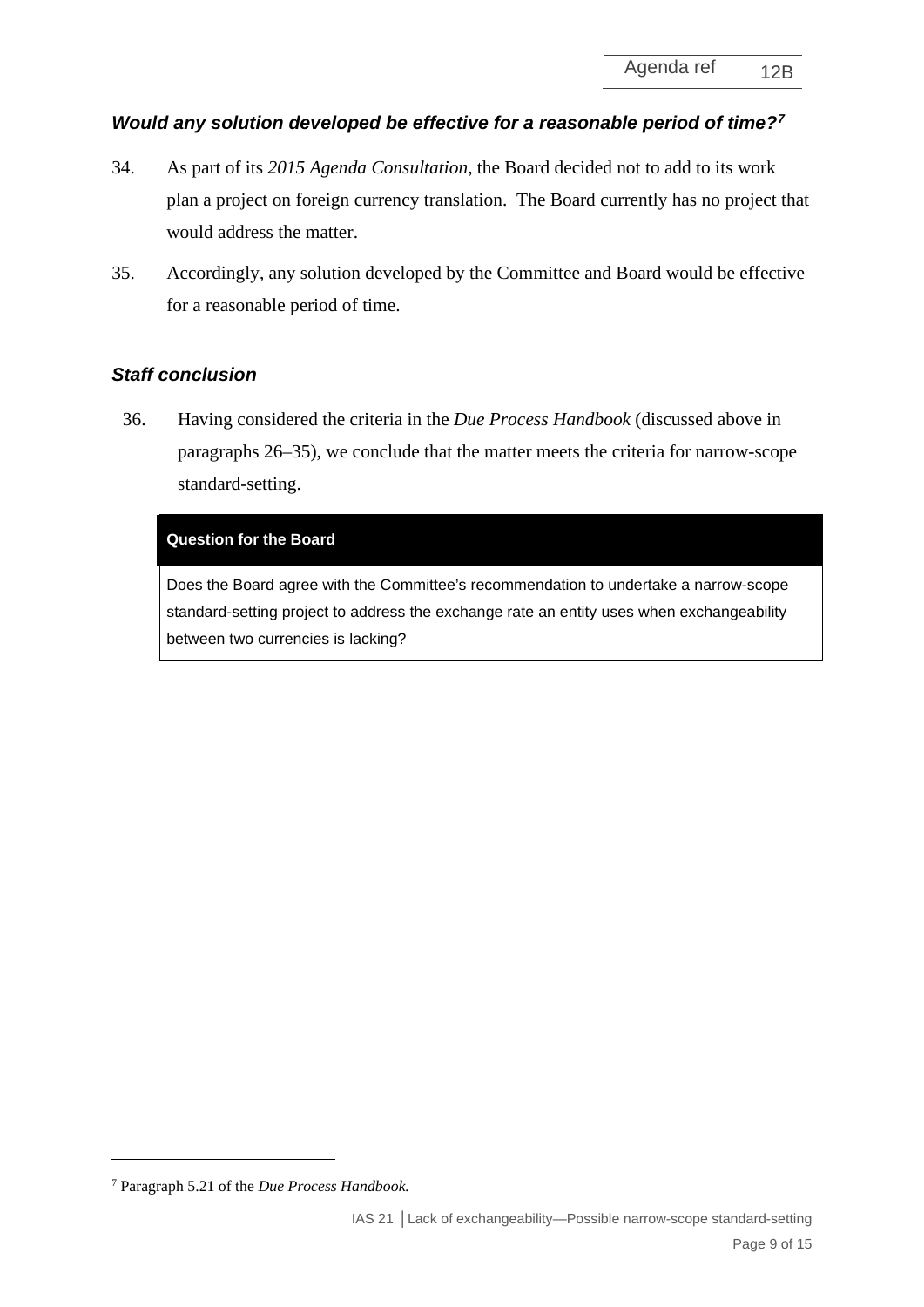### *Would any solution developed be effective for a reasonable period of time?*[7]

34. As part of its *2015 Agenda Consultation*, the Board decided not to add to its work plan a project on foreign currency translation. The Board currently has no project that would address the matter.

35. Accordingly, any solution developed by the Committee and Board would be effective for a reasonable period of time.

### *Staff conclusion*

36. Having considered the criteria in the *Due Process Handbook* (discussed above in paragraphs 26–35), we conclude that the matter meets the criteria for narrow-scope standard-setting.

| **Question for the Board** |
| --- |
| Does the Board agree with the Committee's recommendation to undertake a narrow-scope standard-setting project to address the exchange rate an entity uses when exchangeability between two currencies is lacking? |

[7] Paragraph 5.21 of the *Due Process Handbook.*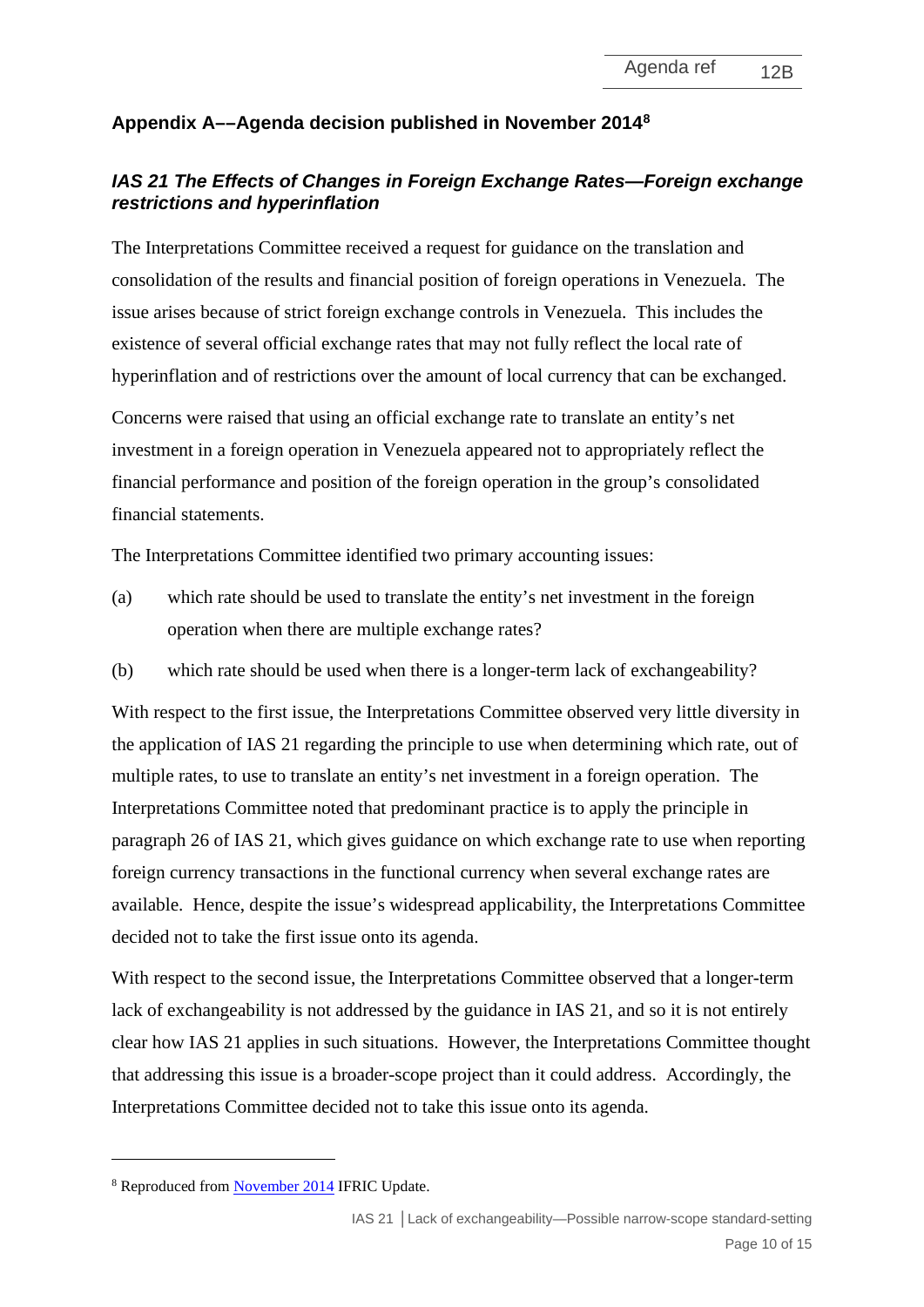## Appendix A––Agenda decision published in November 2014[8]

### *IAS 21 The Effects of Changes in Foreign Exchange Rates—Foreign exchange restrictions and hyperinflation*

The Interpretations Committee received a request for guidance on the translation and consolidation of the results and financial position of foreign operations in Venezuela. The issue arises because of strict foreign exchange controls in Venezuela. This includes the existence of several official exchange rates that may not fully reflect the local rate of hyperinflation and of restrictions over the amount of local currency that can be exchanged.

Concerns were raised that using an official exchange rate to translate an entity's net investment in a foreign operation in Venezuela appeared not to appropriately reflect the financial performance and position of the foreign operation in the group's consolidated financial statements.

The Interpretations Committee identified two primary accounting issues:

(a) which rate should be used to translate the entity's net investment in the foreign operation when there are multiple exchange rates?

(b) which rate should be used when there is a longer-term lack of exchangeability?

With respect to the first issue, the Interpretations Committee observed very little diversity in the application of IAS 21 regarding the principle to use when determining which rate, out of multiple rates, to use to translate an entity's net investment in a foreign operation. The Interpretations Committee noted that predominant practice is to apply the principle in paragraph 26 of IAS 21, which gives guidance on which exchange rate to use when reporting foreign currency transactions in the functional currency when several exchange rates are available. Hence, despite the issue's widespread applicability, the Interpretations Committee decided not to take the first issue onto its agenda.

With respect to the second issue, the Interpretations Committee observed that a longer-term lack of exchangeability is not addressed by the guidance in IAS 21, and so it is not entirely clear how IAS 21 applies in such situations. However, the Interpretations Committee thought that addressing this issue is a broader-scope project than it could address. Accordingly, the Interpretations Committee decided not to take this issue onto its agenda.

---

[8] Reproduced from November 2014 IFRIC Update.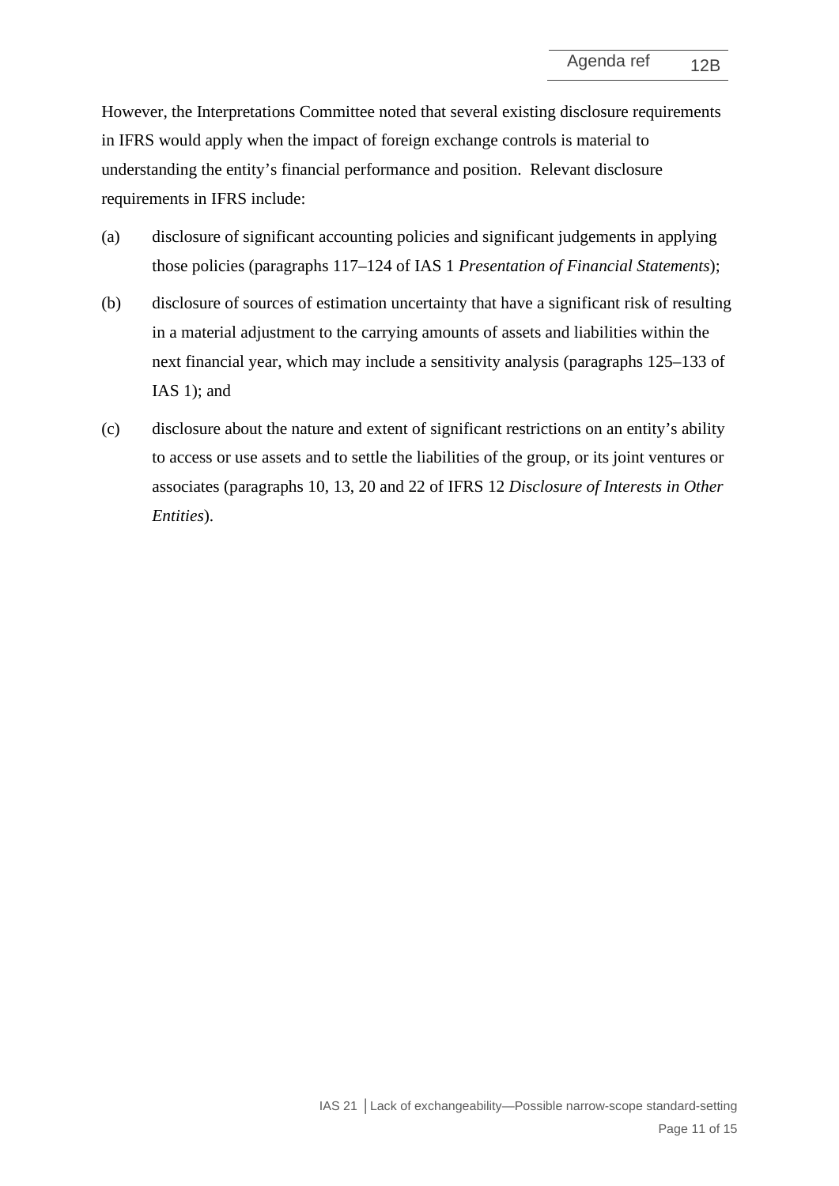However, the Interpretations Committee noted that several existing disclosure requirements in IFRS would apply when the impact of foreign exchange controls is material to understanding the entity's financial performance and position. Relevant disclosure requirements in IFRS include:

(a) disclosure of significant accounting policies and significant judgements in applying those policies (paragraphs 117–124 of IAS 1 *Presentation of Financial Statements*);

(b) disclosure of sources of estimation uncertainty that have a significant risk of resulting in a material adjustment to the carrying amounts of assets and liabilities within the next financial year, which may include a sensitivity analysis (paragraphs 125–133 of IAS 1); and

(c) disclosure about the nature and extent of significant restrictions on an entity's ability to access or use assets and to settle the liabilities of the group, or its joint ventures or associates (paragraphs 10, 13, 20 and 22 of IFRS 12 *Disclosure of Interests in Other Entities*).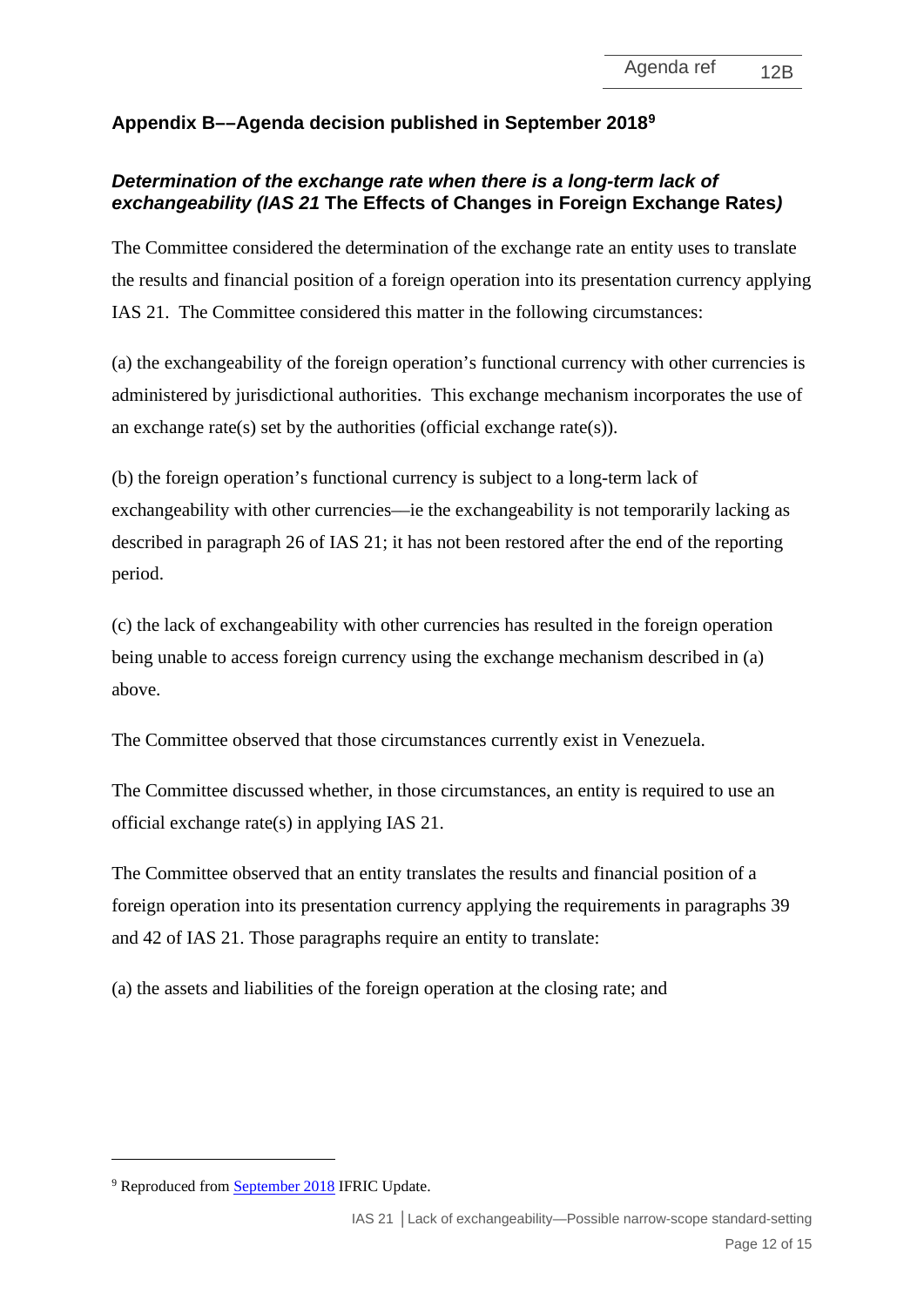## Appendix B––Agenda decision published in September 2018[9]

### *Determination of the exchange rate when there is a long-term lack of exchangeability (IAS 21* **The Effects of Changes in Foreign Exchange Rates***)*

The Committee considered the determination of the exchange rate an entity uses to translate the results and financial position of a foreign operation into its presentation currency applying IAS 21. The Committee considered this matter in the following circumstances:

(a) the exchangeability of the foreign operation's functional currency with other currencies is administered by jurisdictional authorities. This exchange mechanism incorporates the use of an exchange rate(s) set by the authorities (official exchange rate(s)).

(b) the foreign operation's functional currency is subject to a long-term lack of exchangeability with other currencies—ie the exchangeability is not temporarily lacking as described in paragraph 26 of IAS 21; it has not been restored after the end of the reporting period.

(c) the lack of exchangeability with other currencies has resulted in the foreign operation being unable to access foreign currency using the exchange mechanism described in (a) above.

The Committee observed that those circumstances currently exist in Venezuela.

The Committee discussed whether, in those circumstances, an entity is required to use an official exchange rate(s) in applying IAS 21.

The Committee observed that an entity translates the results and financial position of a foreign operation into its presentation currency applying the requirements in paragraphs 39 and 42 of IAS 21. Those paragraphs require an entity to translate:

(a) the assets and liabilities of the foreign operation at the closing rate; and

[9] Reproduced from September 2018 IFRIC Update.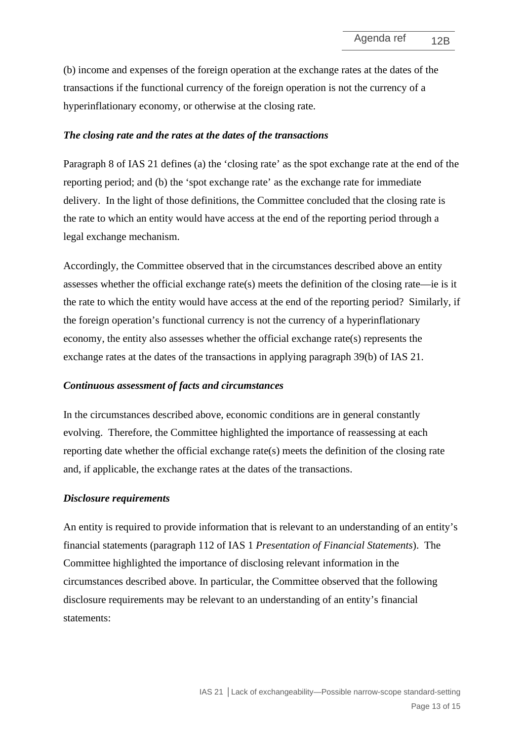(b) income and expenses of the foreign operation at the exchange rates at the dates of the transactions if the functional currency of the foreign operation is not the currency of a hyperinflationary economy, or otherwise at the closing rate.

***The closing rate and the rates at the dates of the transactions***

Paragraph 8 of IAS 21 defines (a) the 'closing rate' as the spot exchange rate at the end of the reporting period; and (b) the 'spot exchange rate' as the exchange rate for immediate delivery. In the light of those definitions, the Committee concluded that the closing rate is the rate to which an entity would have access at the end of the reporting period through a legal exchange mechanism.

Accordingly, the Committee observed that in the circumstances described above an entity assesses whether the official exchange rate(s) meets the definition of the closing rate—ie is it the rate to which the entity would have access at the end of the reporting period? Similarly, if the foreign operation's functional currency is not the currency of a hyperinflationary economy, the entity also assesses whether the official exchange rate(s) represents the exchange rates at the dates of the transactions in applying paragraph 39(b) of IAS 21.

***Continuous assessment of facts and circumstances***

In the circumstances described above, economic conditions are in general constantly evolving. Therefore, the Committee highlighted the importance of reassessing at each reporting date whether the official exchange rate(s) meets the definition of the closing rate and, if applicable, the exchange rates at the dates of the transactions.

***Disclosure requirements***

An entity is required to provide information that is relevant to an understanding of an entity's financial statements (paragraph 112 of IAS 1 *Presentation of Financial Statements*). The Committee highlighted the importance of disclosing relevant information in the circumstances described above. In particular, the Committee observed that the following disclosure requirements may be relevant to an understanding of an entity's financial statements: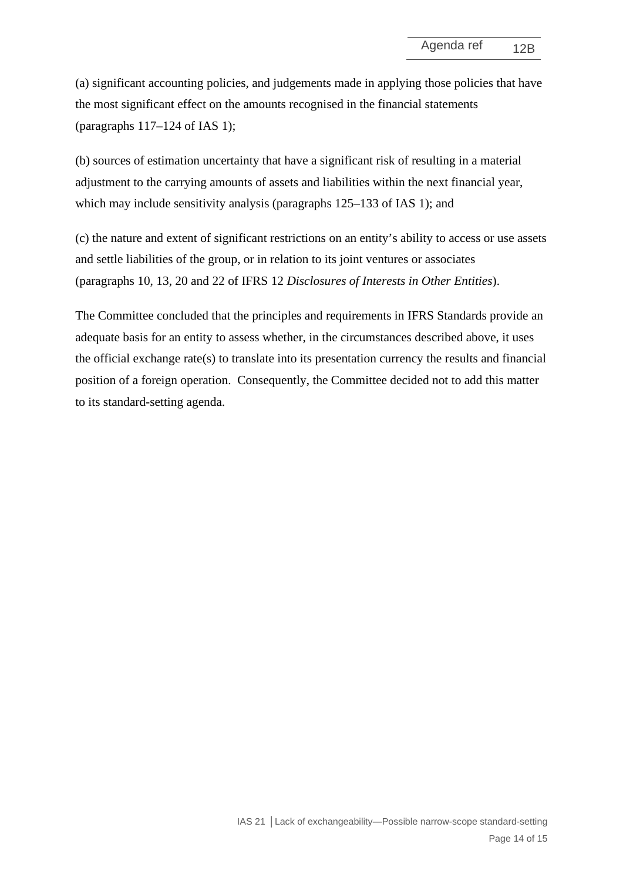(a) significant accounting policies, and judgements made in applying those policies that have the most significant effect on the amounts recognised in the financial statements (paragraphs 117–124 of IAS 1);

(b) sources of estimation uncertainty that have a significant risk of resulting in a material adjustment to the carrying amounts of assets and liabilities within the next financial year, which may include sensitivity analysis (paragraphs 125–133 of IAS 1); and

(c) the nature and extent of significant restrictions on an entity's ability to access or use assets and settle liabilities of the group, or in relation to its joint ventures or associates (paragraphs 10, 13, 20 and 22 of IFRS 12 *Disclosures of Interests in Other Entities*).

The Committee concluded that the principles and requirements in IFRS Standards provide an adequate basis for an entity to assess whether, in the circumstances described above, it uses the official exchange rate(s) to translate into its presentation currency the results and financial position of a foreign operation. Consequently, the Committee decided not to add this matter to its standard-setting agenda.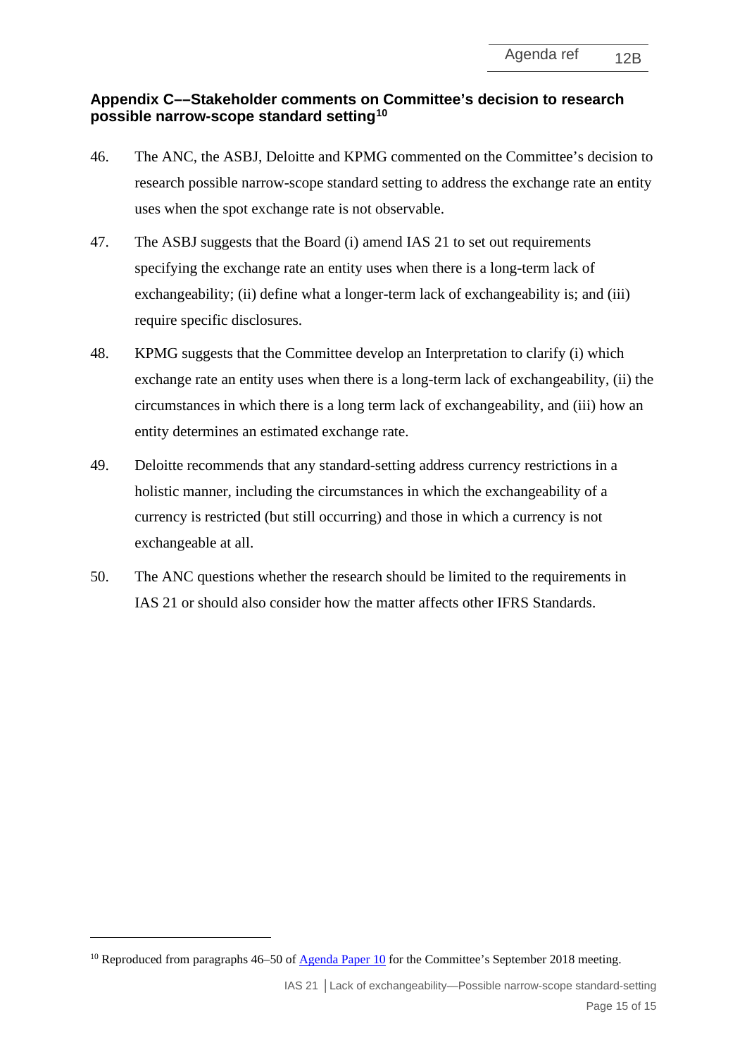## Appendix C––Stakeholder comments on Committee's decision to research possible narrow-scope standard setting[10]

46. The ANC, the ASBJ, Deloitte and KPMG commented on the Committee's decision to research possible narrow-scope standard setting to address the exchange rate an entity uses when the spot exchange rate is not observable.

47. The ASBJ suggests that the Board (i) amend IAS 21 to set out requirements specifying the exchange rate an entity uses when there is a long-term lack of exchangeability; (ii) define what a longer-term lack of exchangeability is; and (iii) require specific disclosures.

48. KPMG suggests that the Committee develop an Interpretation to clarify (i) which exchange rate an entity uses when there is a long-term lack of exchangeability, (ii) the circumstances in which there is a long term lack of exchangeability, and (iii) how an entity determines an estimated exchange rate.

49. Deloitte recommends that any standard-setting address currency restrictions in a holistic manner, including the circumstances in which the exchangeability of a currency is restricted (but still occurring) and those in which a currency is not exchangeable at all.

50. The ANC questions whether the research should be limited to the requirements in IAS 21 or should also consider how the matter affects other IFRS Standards.

---

[10] Reproduced from paragraphs 46–50 of Agenda Paper 10 for the Committee's September 2018 meeting.